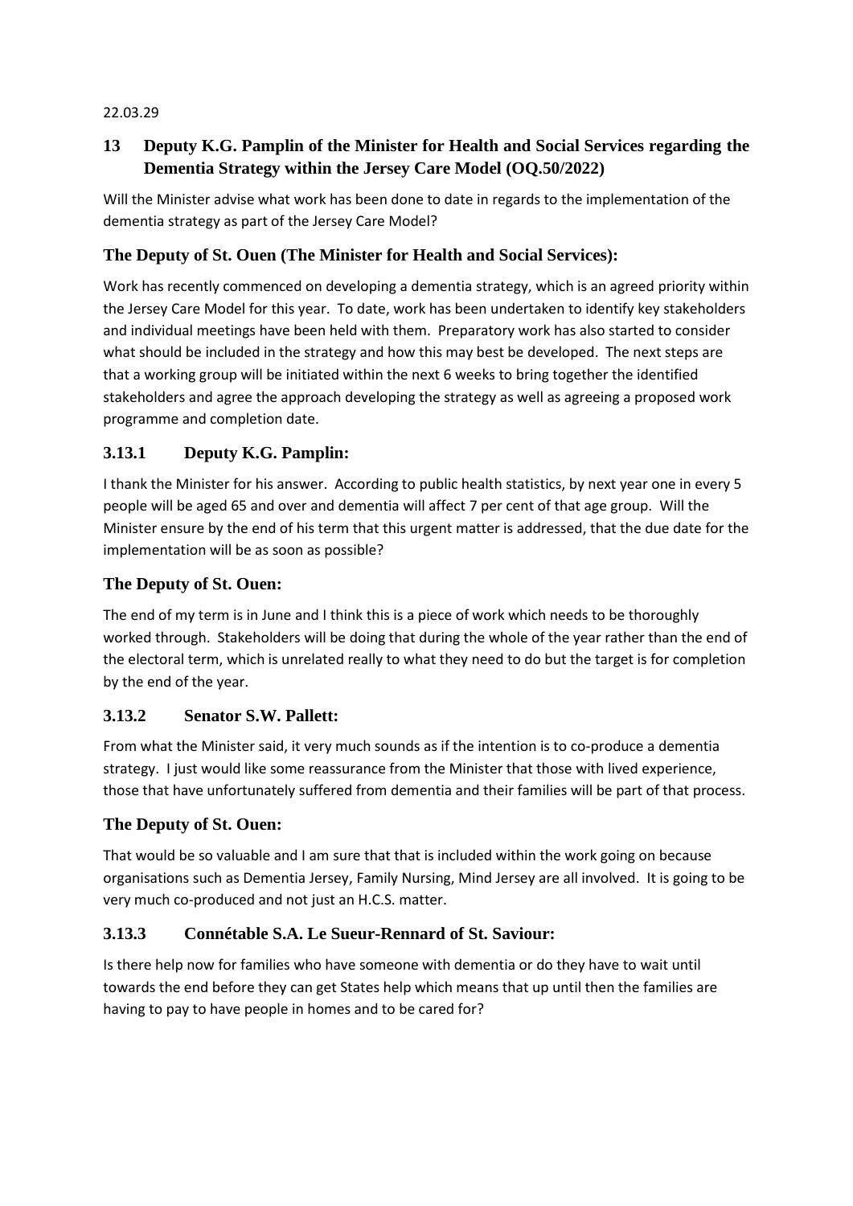22.03.29

## 13 Deputy K.G. Pamplin of the Minister for Health and Social Services regarding the Dementia Strategy within the Jersey Care Model (OQ.50/2022)

Will the Minister advise what work has been done to date in regards to the implementation of the dementia strategy as part of the Jersey Care Model?

### The Deputy of St. Ouen (The Minister for Health and Social Services):

Work has recently commenced on developing a dementia strategy, which is an agreed priority within the Jersey Care Model for this year. To date, work has been undertaken to identify key stakeholders and individual meetings have been held with them. Preparatory work has also started to consider what should be included in the strategy and how this may best be developed. The next steps are that a working group will be initiated within the next 6 weeks to bring together the identified stakeholders and agree the approach developing the strategy as well as agreeing a proposed work programme and completion date.

### 3.13.1 Deputy K.G. Pamplin:

I thank the Minister for his answer. According to public health statistics, by next year one in every 5 people will be aged 65 and over and dementia will affect 7 per cent of that age group. Will the Minister ensure by the end of his term that this urgent matter is addressed, that the due date for the implementation will be as soon as possible?

### The Deputy of St. Ouen:

The end of my term is in June and I think this is a piece of work which needs to be thoroughly worked through. Stakeholders will be doing that during the whole of the year rather than the end of the electoral term, which is unrelated really to what they need to do but the target is for completion by the end of the year.

### 3.13.2 Senator S.W. Pallett:

From what the Minister said, it very much sounds as if the intention is to co-produce a dementia strategy. I just would like some reassurance from the Minister that those with lived experience, those that have unfortunately suffered from dementia and their families will be part of that process.

### The Deputy of St. Ouen:

That would be so valuable and I am sure that that is included within the work going on because organisations such as Dementia Jersey, Family Nursing, Mind Jersey are all involved. It is going to be very much co-produced and not just an H.C.S. matter.

### 3.13.3 Connétable S.A. Le Sueur-Rennard of St. Saviour:

Is there help now for families who have someone with dementia or do they have to wait until towards the end before they can get States help which means that up until then the families are having to pay to have people in homes and to be cared for?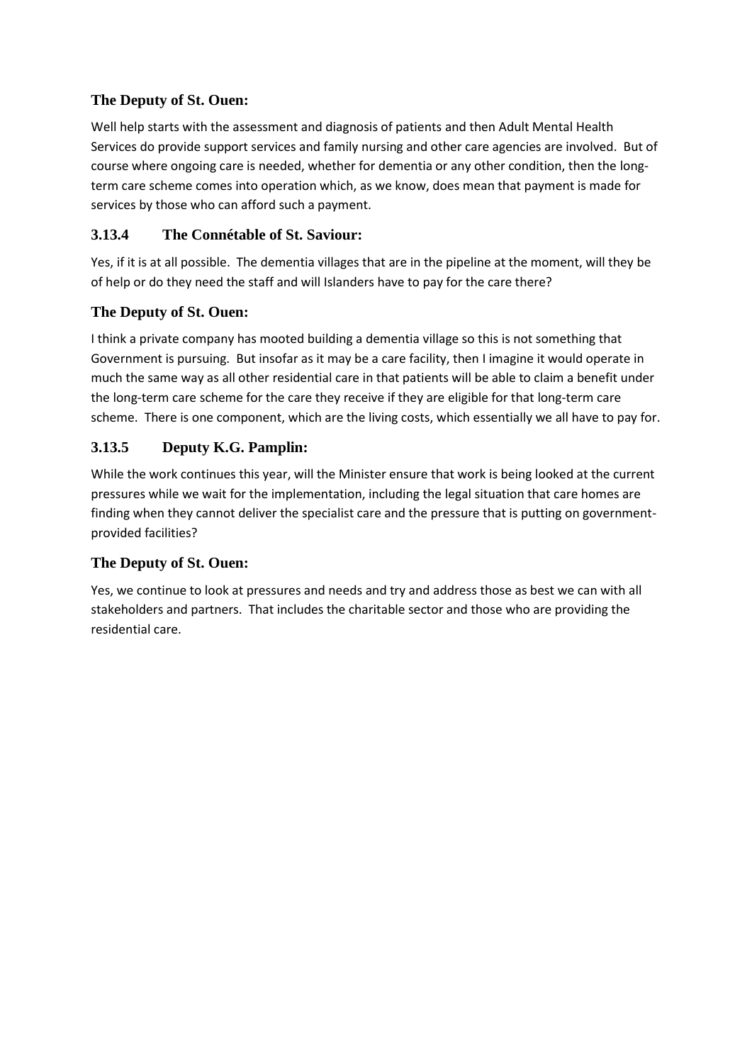**The Deputy of St. Ouen:**

Well help starts with the assessment and diagnosis of patients and then Adult Mental Health Services do provide support services and family nursing and other care agencies are involved. But of course where ongoing care is needed, whether for dementia or any other condition, then the long-term care scheme comes into operation which, as we know, does mean that payment is made for services by those who can afford such a payment.

### 3.13.4 The Connétable of St. Saviour:

Yes, if it is at all possible. The dementia villages that are in the pipeline at the moment, will they be of help or do they need the staff and will Islanders have to pay for the care there?

**The Deputy of St. Ouen:**

I think a private company has mooted building a dementia village so this is not something that Government is pursuing. But insofar as it may be a care facility, then I imagine it would operate in much the same way as all other residential care in that patients will be able to claim a benefit under the long-term care scheme for the care they receive if they are eligible for that long-term care scheme. There is one component, which are the living costs, which essentially we all have to pay for.

### 3.13.5 Deputy K.G. Pamplin:

While the work continues this year, will the Minister ensure that work is being looked at the current pressures while we wait for the implementation, including the legal situation that care homes are finding when they cannot deliver the specialist care and the pressure that is putting on government-provided facilities?

**The Deputy of St. Ouen:**

Yes, we continue to look at pressures and needs and try and address those as best we can with all stakeholders and partners. That includes the charitable sector and those who are providing the residential care.